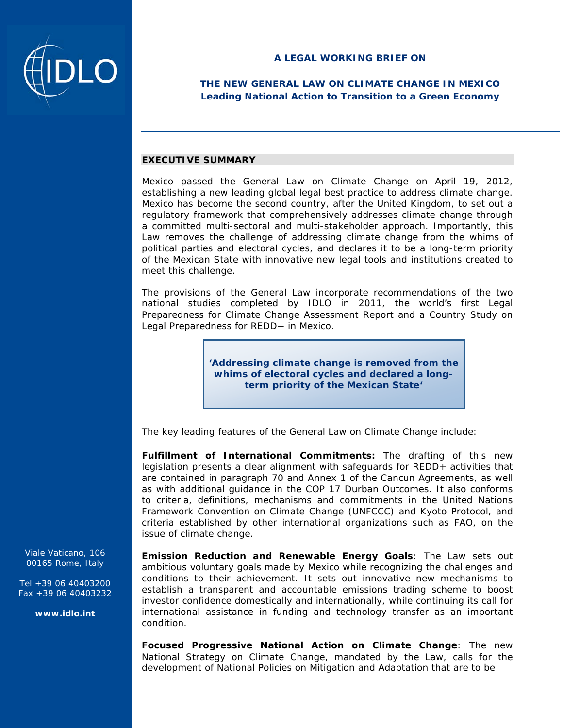**A LEGAL WORKING BRIEF ON**

# THE NEW GENERAL LAW ON CLIMATE CHANGE IN MEXICO

## Leading National Action to Transition to a Green Economy

Viale Vaticano, 106
00165 Rome, Italy

Tel +39 06 40403200
Fax +39 06 40403232

**www.idlo.int**

## EXECUTIVE SUMMARY

Mexico passed the General Law on Climate Change on April 19, 2012, establishing a new leading global legal best practice to address climate change. Mexico has become the second country, after the United Kingdom, to set out a regulatory framework that comprehensively addresses climate change through a committed multi-sectoral and multi-stakeholder approach. Importantly, this Law removes the challenge of addressing climate change from the whims of political parties and electoral cycles, and declares it to be a long-term priority of the Mexican State with innovative new legal tools and institutions created to meet this challenge.

The provisions of the General Law incorporate recommendations of the two national studies completed by IDLO in 2011, the world's first Legal Preparedness for Climate Change Assessment Report and a Country Study on Legal Preparedness for REDD+ in Mexico.

> **'Addressing climate change is removed from the whims of electoral cycles and declared a long-term priority of the Mexican State'**

The key leading features of the General Law on Climate Change include:

**Fulfillment of International Commitments:** The drafting of this new legislation presents a clear alignment with safeguards for REDD+ activities that are contained in paragraph 70 and Annex 1 of the Cancun Agreements, as well as with additional guidance in the COP 17 Durban Outcomes. It also conforms to criteria, definitions, mechanisms and commitments in the United Nations Framework Convention on Climate Change (UNFCCC) and Kyoto Protocol, and criteria established by other international organizations such as FAO, on the issue of climate change.

**Emission Reduction and Renewable Energy Goals**: The Law sets out ambitious voluntary goals made by Mexico while recognizing the challenges and conditions to their achievement. It sets out innovative new mechanisms to establish a transparent and accountable emissions trading scheme to boost investor confidence domestically and internationally, while continuing its call for international assistance in funding and technology transfer as an important condition.

**Focused Progressive National Action on Climate Change**: The new National Strategy on Climate Change, mandated by the Law, calls for the development of National Policies on Mitigation and Adaptation that are to be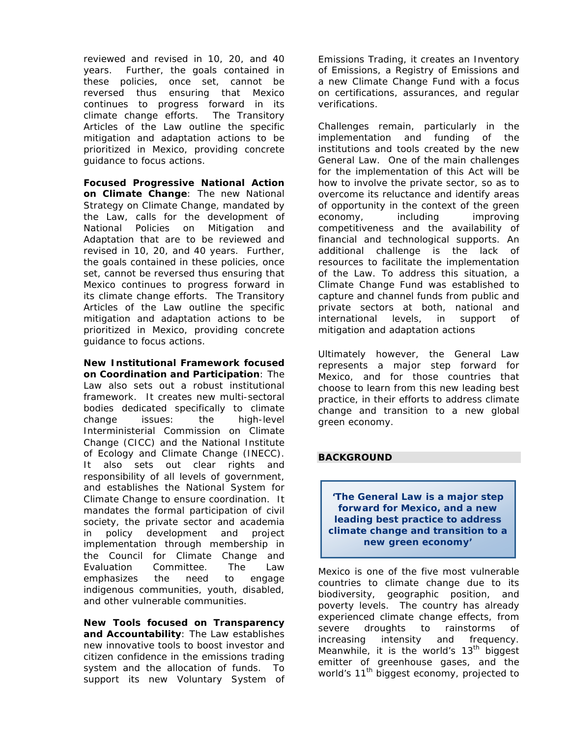reviewed and revised in 10, 20, and 40 years. Further, the goals contained in these policies, once set, cannot be reversed thus ensuring that Mexico continues to progress forward in its climate change efforts. The Transitory Articles of the Law outline the specific mitigation and adaptation actions to be prioritized in Mexico, providing concrete guidance to focus actions.

**Focused Progressive National Action on Climate Change**: The new National Strategy on Climate Change, mandated by the Law, calls for the development of National Policies on Mitigation and Adaptation that are to be reviewed and revised in 10, 20, and 40 years. Further, the goals contained in these policies, once set, cannot be reversed thus ensuring that Mexico continues to progress forward in its climate change efforts. The Transitory Articles of the Law outline the specific mitigation and adaptation actions to be prioritized in Mexico, providing concrete guidance to focus actions.

**New Institutional Framework focused on Coordination and Participation**: The Law also sets out a robust institutional framework. It creates new multi-sectoral bodies dedicated specifically to climate change issues: the high-level Interministerial Commission on Climate Change (CICC) and the National Institute of Ecology and Climate Change (INECC). It also sets out clear rights and responsibility of all levels of government, and establishes the National System for Climate Change to ensure coordination. It mandates the formal participation of civil society, the private sector and academia in policy development and project implementation through membership in the Council for Climate Change and Evaluation Committee. The Law emphasizes the need to engage indigenous communities, youth, disabled, and other vulnerable communities.

**New Tools focused on Transparency and Accountability**: The Law establishes new innovative tools to boost investor and citizen confidence in the emissions trading system and the allocation of funds. To support its new Voluntary System of Emissions Trading, it creates an Inventory of Emissions, a Registry of Emissions and a new Climate Change Fund with a focus on certifications, assurances, and regular verifications.

Challenges remain, particularly in the implementation and funding of the institutions and tools created by the new General Law. One of the main challenges for the implementation of this Act will be how to involve the private sector, so as to overcome its reluctance and identify areas of opportunity in the context of the green economy, including improving competitiveness and the availability of financial and technological supports. An additional challenge is the lack of resources to facilitate the implementation of the Law. To address this situation, a Climate Change Fund was established to capture and channel funds from public and private sectors at both, national and international levels, in support of mitigation and adaptation actions

Ultimately however, the General Law represents a major step forward for Mexico, and for those countries that choose to learn from this new leading best practice, in their efforts to address climate change and transition to a new global green economy.

## BACKGROUND

> **'The General Law is a major step forward for Mexico, and a new leading best practice to address climate change and transition to a new green economy'**

Mexico is one of the five most vulnerable countries to climate change due to its biodiversity, geographic position, and poverty levels. The country has already experienced climate change effects, from severe droughts to rainstorms of increasing intensity and frequency. Meanwhile, it is the world's 13th biggest emitter of greenhouse gases, and the world's 11th biggest economy, projected to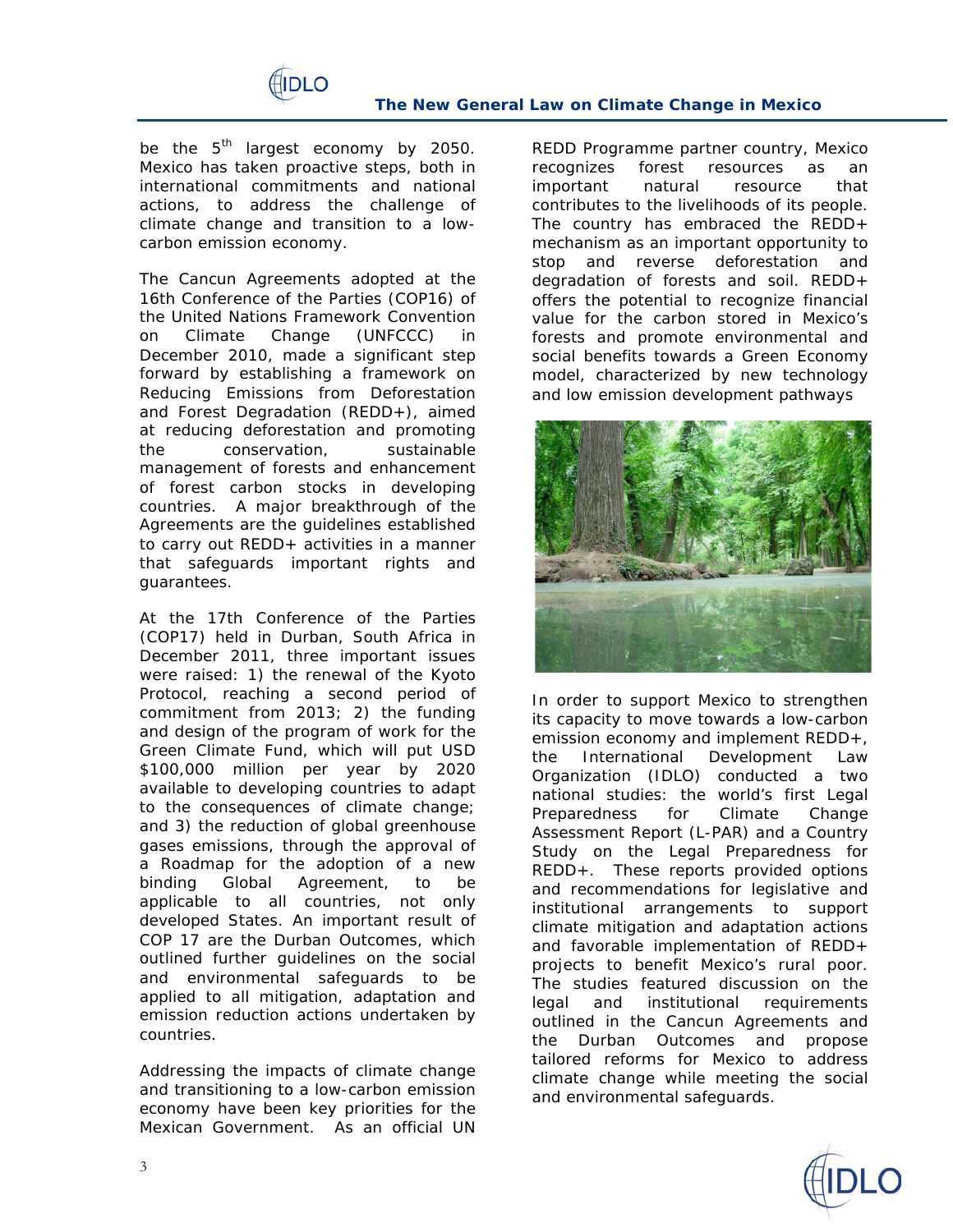be the 5th largest economy by 2050. Mexico has taken proactive steps, both in international commitments and national actions, to address the challenge of climate change and transition to a low-carbon emission economy.

The Cancun Agreements adopted at the 16th Conference of the Parties (COP16) of the United Nations Framework Convention on Climate Change (UNFCCC) in December 2010, made a significant step forward by establishing a framework on Reducing Emissions from Deforestation and Forest Degradation (REDD+), aimed at reducing deforestation and promoting the conservation, sustainable management of forests and enhancement of forest carbon stocks in developing countries. A major breakthrough of the Agreements are the guidelines established to carry out REDD+ activities in a manner that safeguards important rights and guarantees.

At the 17th Conference of the Parties (COP17) held in Durban, South Africa in December 2011, three important issues were raised: 1) the renewal of the Kyoto Protocol, reaching a second period of commitment from 2013; 2) the funding and design of the program of work for the Green Climate Fund, which will put USD $100,000 million per year by 2020 available to developing countries to adapt to the consequences of climate change; and 3) the reduction of global greenhouse gases emissions, through the approval of a Roadmap for the adoption of a new binding Global Agreement, to be applicable to all countries, not only developed States. An important result of COP 17 are the Durban Outcomes, which outlined further guidelines on the social and environmental safeguards to be applied to all mitigation, adaptation and emission reduction actions undertaken by countries.

Addressing the impacts of climate change and transitioning to a low-carbon emission economy have been key priorities for the Mexican Government. As an official UN REDD Programme partner country, Mexico recognizes forest resources as an important natural resource that contributes to the livelihoods of its people. The country has embraced the REDD+ mechanism as an important opportunity to stop and reverse deforestation and degradation of forests and soil. REDD+ offers the potential to recognize financial value for the carbon stored in Mexico's forests and promote environmental and social benefits towards a Green Economy model, characterized by new technology and low emission development pathways

In order to support Mexico to strengthen its capacity to move towards a low-carbon emission economy and implement REDD+, the International Development Law Organization (IDLO) conducted a two national studies: the world's first Legal Preparedness for Climate Change Assessment Report (L-PAR) and a Country Study on the Legal Preparedness for REDD+. These reports provided options and recommendations for legislative and institutional arrangements to support climate mitigation and adaptation actions and favorable implementation of REDD+ projects to benefit Mexico's rural poor. The studies featured discussion on the legal and institutional requirements outlined in the Cancun Agreements and the Durban Outcomes and propose tailored reforms for Mexico to address climate change while meeting the social and environmental safeguards.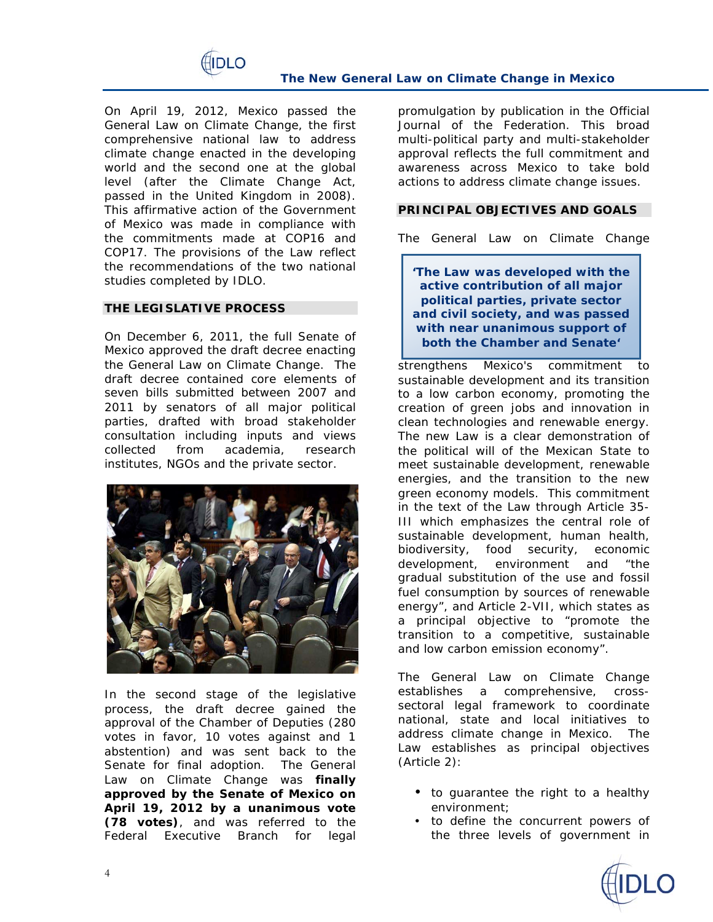On April 19, 2012, Mexico passed the General Law on Climate Change, the first comprehensive national law to address climate change enacted in the developing world and the second one at the global level (after the Climate Change Act, passed in the United Kingdom in 2008). This affirmative action of the Government of Mexico was made in compliance with the commitments made at COP16 and COP17. The provisions of the Law reflect the recommendations of the two national studies completed by IDLO.

## THE LEGISLATIVE PROCESS

On December 6, 2011, the full Senate of Mexico approved the draft decree enacting the General Law on Climate Change. The draft decree contained core elements of seven bills submitted between 2007 and 2011 by senators of all major political parties, drafted with broad stakeholder consultation including inputs and views collected from academia, research institutes, NGOs and the private sector.

In the second stage of the legislative process, the draft decree gained the approval of the Chamber of Deputies (280 votes in favor, 10 votes against and 1 abstention) and was sent back to the Senate for final adoption. The General Law on Climate Change was **finally approved by the Senate of Mexico on April 19, 2012 by a unanimous vote (78 votes)**, and was referred to the Federal Executive Branch for legal promulgation by publication in the Official Journal of the Federation. This broad multi-political party and multi-stakeholder approval reflects the full commitment and awareness across Mexico to take bold actions to address climate change issues.

## PRINCIPAL OBJECTIVES AND GOALS

> **'The Law was developed with the active contribution of all major political parties, private sector and civil society, and was passed with near unanimous support of both the Chamber and Senate'**

The General Law on Climate Change strengthens Mexico's commitment to sustainable development and its transition to a low carbon economy, promoting the creation of green jobs and innovation in clean technologies and renewable energy. The new Law is a clear demonstration of the political will of the Mexican State to meet sustainable development, renewable energies, and the transition to the new green economy models. This commitment in the text of the Law through Article 35-III which emphasizes the central role of sustainable development, human health, biodiversity, food security, economic development, environment and "the gradual substitution of the use and fossil fuel consumption by sources of renewable energy", and Article 2-VII, which states as a principal objective to "promote the transition to a competitive, sustainable and low carbon emission economy".

The General Law on Climate Change establishes a comprehensive, cross-sectoral legal framework to coordinate national, state and local initiatives to address climate change in Mexico. The Law establishes as principal objectives (Article 2):

- to guarantee the right to a healthy environment;
- to define the concurrent powers of the three levels of government in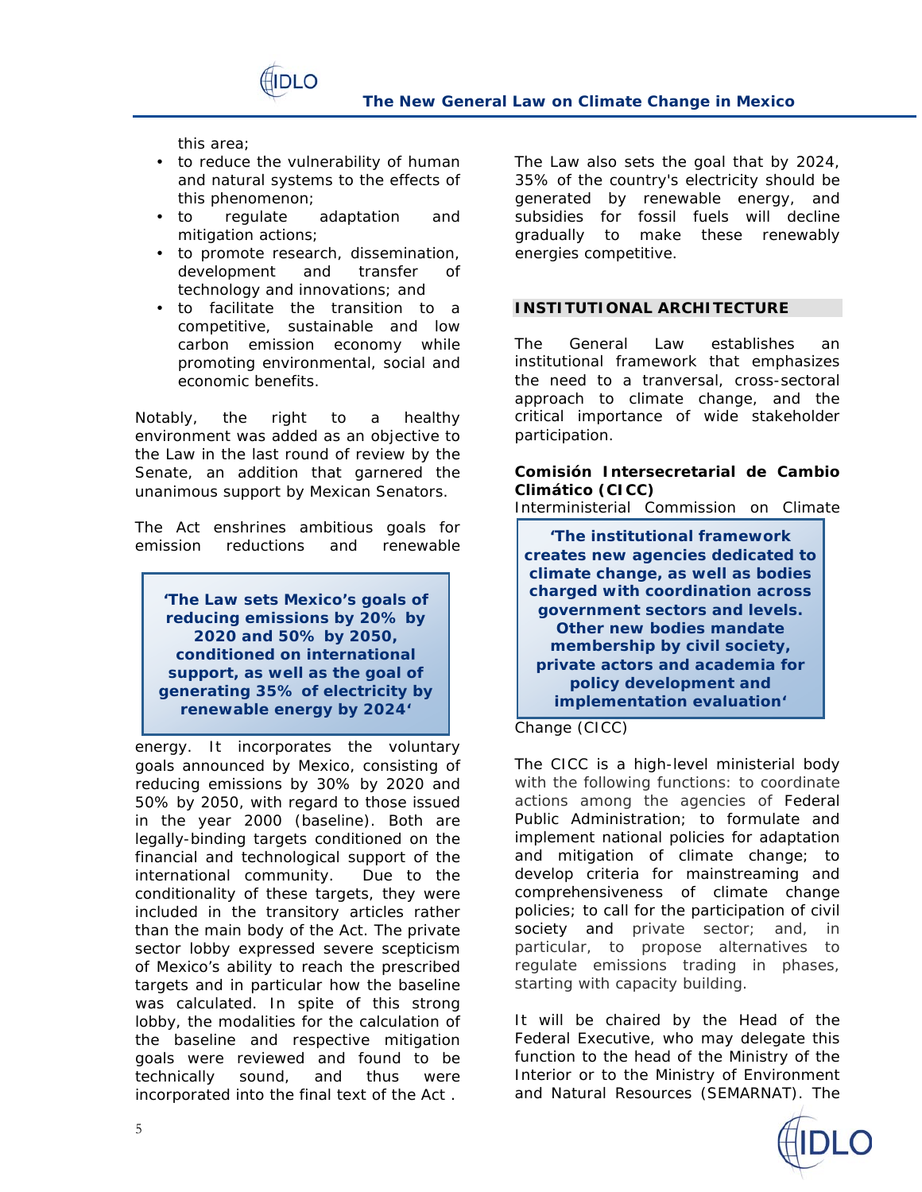this area;

- to reduce the vulnerability of human and natural systems to the effects of this phenomenon;
- to regulate adaptation and mitigation actions;
- to promote research, dissemination, development and transfer of technology and innovations; and
- to facilitate the transition to a competitive, sustainable and low carbon emission economy while promoting environmental, social and economic benefits.

Notably, the right to a healthy environment was added as an objective to the Law in the last round of review by the Senate, an addition that garnered the unanimous support by Mexican Senators.

The Act enshrines ambitious goals for emission reductions and renewable energy. It incorporates the voluntary goals announced by Mexico, consisting of reducing emissions by 30% by 2020 and 50% by 2050, with regard to those issued in the year 2000 (baseline). Both are legally-binding targets conditioned on the financial and technological support of the international community. Due to the conditionality of these targets, they were included in the transitory articles rather than the main body of the Act. The private sector lobby expressed severe scepticism of Mexico's ability to reach the prescribed targets and in particular how the baseline was calculated. In spite of this strong lobby, the modalities for the calculation of the baseline and respective mitigation goals were reviewed and found to be technically sound, and thus were incorporated into the final text of the Act .

> **'The Law sets Mexico's goals of reducing emissions by 20% by 2020 and 50% by 2050, conditioned on international support, as well as the goal of generating 35% of electricity by renewable energy by 2024'**

The Law also sets the goal that by 2024, 35% of the country's electricity should be generated by renewable energy, and subsidies for fossil fuels will decline gradually to make these renewably energies competitive.

## INSTITUTIONAL ARCHITECTURE

The General Law establishes an institutional framework that emphasizes the need to a tranversal, cross-sectoral approach to climate change, and the critical importance of wide stakeholder participation.

**Comisión Intersecretarial de Cambio Climático (CICC)**
Interministerial Commission on Climate Change (CICC)

> **'The institutional framework creates new agencies dedicated to climate change, as well as bodies charged with coordination across government sectors and levels. Other new bodies mandate membership by civil society, private actors and academia for policy development and implementation evaluation'**

The CICC is a high-level ministerial body with the following functions: to coordinate actions among the agencies of Federal Public Administration; to formulate and implement national policies for adaptation and mitigation of climate change; to develop criteria for mainstreaming and comprehensiveness of climate change policies; to call for the participation of civil society and private sector; and, in particular, to propose alternatives to regulate emissions trading in phases, starting with capacity building.

It will be chaired by the Head of the Federal Executive, who may delegate this function to the head of the Ministry of the Interior or to the Ministry of Environment and Natural Resources (SEMARNAT). The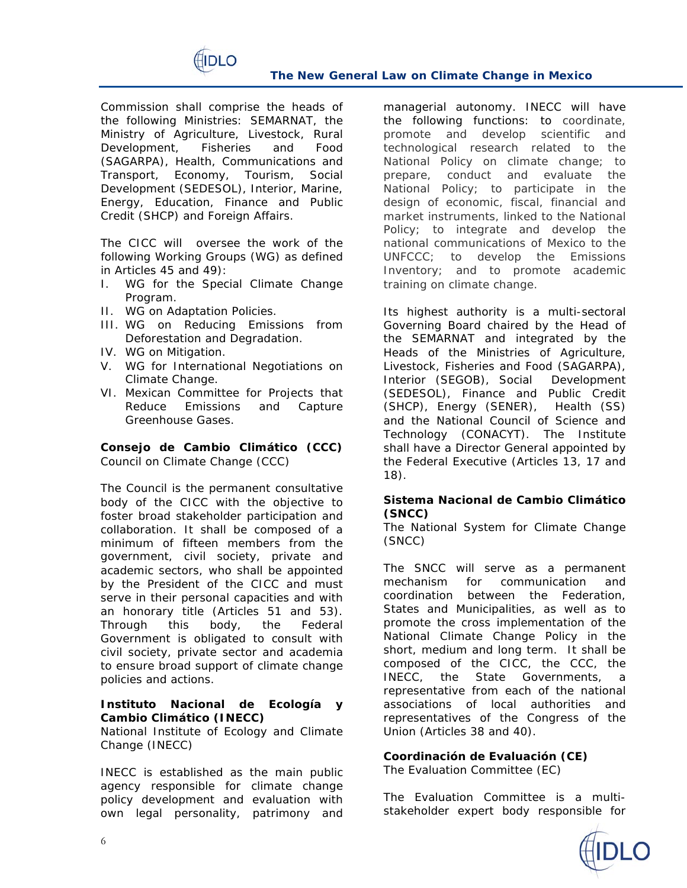Commission shall comprise the heads of the following Ministries: SEMARNAT, the Ministry of Agriculture, Livestock, Rural Development, Fisheries and Food (SAGARPA), Health, Communications and Transport, Economy, Tourism, Social Development (SEDESOL), Interior, Marine, Energy, Education, Finance and Public Credit (SHCP) and Foreign Affairs.

The CICC will oversee the work of the following Working Groups (WG) as defined in Articles 45 and 49):

I. WG for the Special Climate Change Program.
II. WG on Adaptation Policies.
III. WG on Reducing Emissions from Deforestation and Degradation.
IV. WG on Mitigation.
V. WG for International Negotiations on Climate Change.
VI. Mexican Committee for Projects that Reduce Emissions and Capture Greenhouse Gases.

**Consejo de Cambio Climático (CCC)**
Council on Climate Change (CCC)

The Council is the permanent consultative body of the CICC with the objective to foster broad stakeholder participation and collaboration. It shall be composed of a minimum of fifteen members from the government, civil society, private and academic sectors, who shall be appointed by the President of the CICC and must serve in their personal capacities and with an honorary title (Articles 51 and 53). Through this body, the Federal Government is obligated to consult with civil society, private sector and academia to ensure broad support of climate change policies and actions.

**Instituto Nacional de Ecología y Cambio Climático (INECC)**
National Institute of Ecology and Climate Change (INECC)

INECC is established as the main public agency responsible for climate change policy development and evaluation with own legal personality, patrimony and managerial autonomy. INECC will have the following functions: to coordinate, promote and develop scientific and technological research related to the National Policy on climate change; to prepare, conduct and evaluate the National Policy; to participate in the design of economic, fiscal, financial and market instruments, linked to the National Policy; to integrate and develop the national communications of Mexico to the UNFCCC; to develop the Emissions Inventory; and to promote academic training on climate change.

Its highest authority is a multi-sectoral Governing Board chaired by the Head of the SEMARNAT and integrated by the Heads of the Ministries of Agriculture, Livestock, Fisheries and Food (SAGARPA), Interior (SEGOB), Social Development (SEDESOL), Finance and Public Credit (SHCP), Energy (SENER), Health (SS) and the National Council of Science and Technology (CONACYT). The Institute shall have a Director General appointed by the Federal Executive (Articles 13, 17 and 18).

**Sistema Nacional de Cambio Climático (SNCC)**
The National System for Climate Change (SNCC)

The SNCC will serve as a permanent mechanism for communication and coordination between the Federation, States and Municipalities, as well as to promote the cross implementation of the National Climate Change Policy in the short, medium and long term. It shall be composed of the CICC, the CCC, the INECC, the State Governments, a representative from each of the national associations of local authorities and representatives of the Congress of the Union (Articles 38 and 40).

**Coordinación de Evaluación (CE)**
The Evaluation Committee (EC)

The Evaluation Committee is a multi-stakeholder expert body responsible for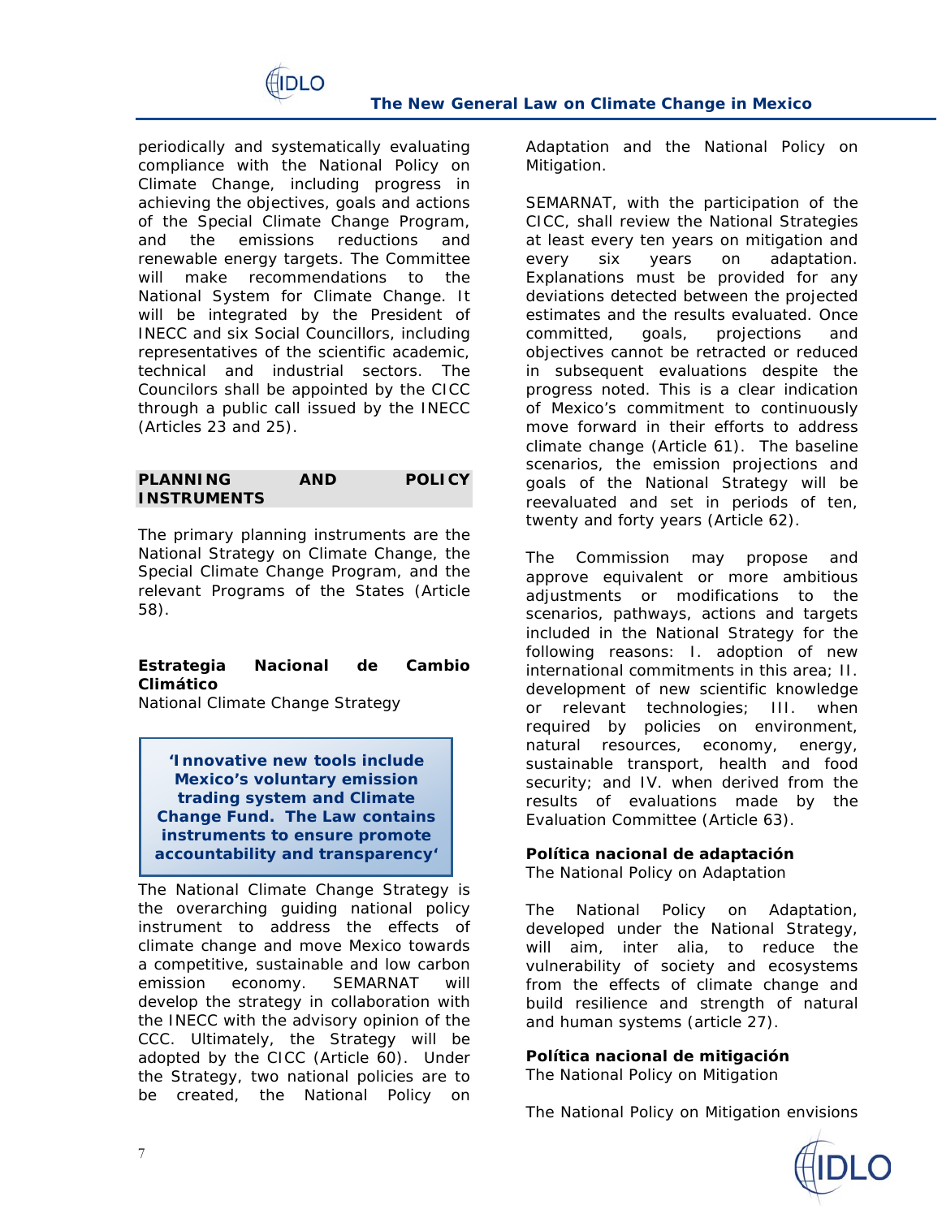periodically and systematically evaluating compliance with the National Policy on Climate Change, including progress in achieving the objectives, goals and actions of the Special Climate Change Program, and the emissions reductions and renewable energy targets. The Committee will make recommendations to the National System for Climate Change. It will be integrated by the President of INECC and six Social Councillors, including representatives of the scientific academic, technical and industrial sectors. The Councilors shall be appointed by the CICC through a public call issued by the INECC (Articles 23 and 25).

## PLANNING AND POLICY INSTRUMENTS

The primary planning instruments are the National Strategy on Climate Change, the Special Climate Change Program, and the relevant Programs of the States (Article 58).

### Estrategia Nacional de Cambio Climático

National Climate Change Strategy

> **'Innovative new tools include Mexico's voluntary emission trading system and Climate Change Fund. The Law contains instruments to ensure promote accountability and transparency'**

The National Climate Change Strategy is the overarching guiding national policy instrument to address the effects of climate change and move Mexico towards a competitive, sustainable and low carbon emission economy. SEMARNAT will develop the strategy in collaboration with the INECC with the advisory opinion of the CCC. Ultimately, the Strategy will be adopted by the CICC (Article 60). Under the Strategy, two national policies are to be created, the National Policy on Adaptation and the National Policy on Mitigation.

SEMARNAT, with the participation of the CICC, shall review the National Strategies at least every ten years on mitigation and every six years on adaptation. Explanations must be provided for any deviations detected between the projected estimates and the results evaluated. Once committed, goals, projections and objectives cannot be retracted or reduced in subsequent evaluations despite the progress noted. This is a clear indication of Mexico's commitment to continuously move forward in their efforts to address climate change (Article 61). The baseline scenarios, the emission projections and goals of the National Strategy will be reevaluated and set in periods of ten, twenty and forty years (Article 62).

The Commission may propose and approve equivalent or more ambitious adjustments or modifications to the scenarios, pathways, actions and targets included in the National Strategy for the following reasons: I. adoption of new international commitments in this area; II. development of new scientific knowledge or relevant technologies; III. when required by policies on environment, natural resources, economy, energy, sustainable transport, health and food security; and IV. when derived from the results of evaluations made by the Evaluation Committee (Article 63).

### Política nacional de adaptación

The National Policy on Adaptation

The National Policy on Adaptation, developed under the National Strategy, will aim, inter alia, to reduce the vulnerability of society and ecosystems from the effects of climate change and build resilience and strength of natural and human systems (article 27).

### Política nacional de mitigación

The National Policy on Mitigation

The National Policy on Mitigation envisions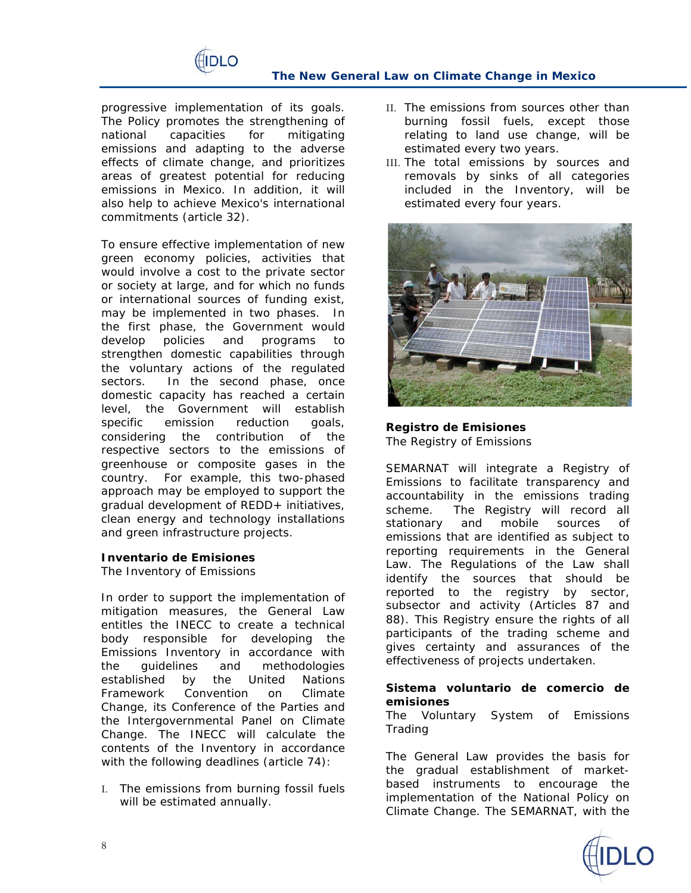progressive implementation of its goals. The Policy promotes the strengthening of national capacities for mitigating emissions and adapting to the adverse effects of climate change, and prioritizes areas of greatest potential for reducing emissions in Mexico. In addition, it will also help to achieve Mexico's international commitments (article 32).

To ensure effective implementation of new green economy policies, activities that would involve a cost to the private sector or society at large, and for which no funds or international sources of funding exist, may be implemented in two phases. In the first phase, the Government would develop policies and programs to strengthen domestic capabilities through the voluntary actions of the regulated sectors. In the second phase, once domestic capacity has reached a certain level, the Government will establish specific emission reduction goals, considering the contribution of the respective sectors to the emissions of greenhouse or composite gases in the country. For example, this two-phased approach may be employed to support the gradual development of REDD+ initiatives, clean energy and technology installations and green infrastructure projects.

**Inventario de Emisiones**
The Inventory of Emissions

In order to support the implementation of mitigation measures, the General Law entitles the INECC to create a technical body responsible for developing the Emissions Inventory in accordance with the guidelines and methodologies established by the United Nations Framework Convention on Climate Change, its Conference of the Parties and the Intergovernmental Panel on Climate Change. The INECC will calculate the contents of the Inventory in accordance with the following deadlines (article 74):

I. The emissions from burning fossil fuels will be estimated annually.
II. The emissions from sources other than burning fossil fuels, except those relating to land use change, will be estimated every two years.
III. The total emissions by sources and removals by sinks of all categories included in the Inventory, will be estimated every four years.

**Registro de Emisiones**
The Registry of Emissions

SEMARNAT will integrate a Registry of Emissions to facilitate transparency and accountability in the emissions trading scheme. The Registry will record all stationary and mobile sources of emissions that are identified as subject to reporting requirements in the General Law. The Regulations of the Law shall identify the sources that should be reported to the registry by sector, subsector and activity (Articles 87 and 88). This Registry ensure the rights of all participants of the trading scheme and gives certainty and assurances of the effectiveness of projects undertaken.

**Sistema voluntario de comercio de emisiones**
The Voluntary System of Emissions Trading

The General Law provides the basis for the gradual establishment of market-based instruments to encourage the implementation of the National Policy on Climate Change. The SEMARNAT, with the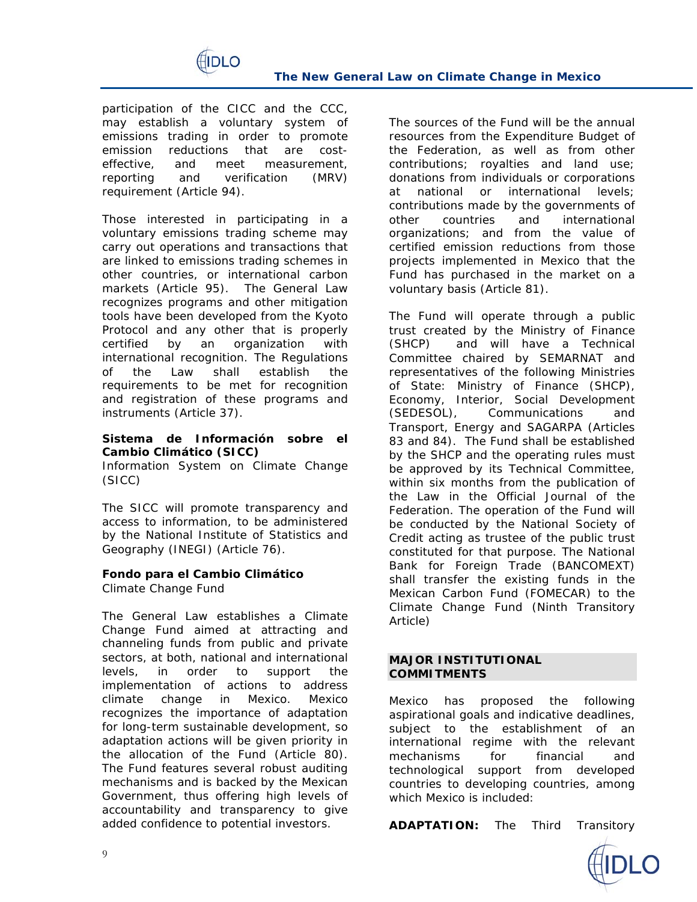participation of the CICC and the CCC, may establish a voluntary system of emissions trading in order to promote emission reductions that are cost-effective, and meet measurement, reporting and verification (MRV) requirement (Article 94).

Those interested in participating in a voluntary emissions trading scheme may carry out operations and transactions that are linked to emissions trading schemes in other countries, or international carbon markets (Article 95). The General Law recognizes programs and other mitigation tools have been developed from the Kyoto Protocol and any other that is properly certified by an organization with international recognition. The Regulations of the Law shall establish the requirements to be met for recognition and registration of these programs and instruments (Article 37).

**Sistema de Información sobre el Cambio Climático (SICC)**
Information System on Climate Change (SICC)

The SICC will promote transparency and access to information, to be administered by the National Institute of Statistics and Geography (INEGI) (Article 76).

**Fondo para el Cambio Climático**
Climate Change Fund

The General Law establishes a Climate Change Fund aimed at attracting and channeling funds from public and private sectors, at both, national and international levels, in order to support the implementation of actions to address climate change in Mexico. Mexico recognizes the importance of adaptation for long-term sustainable development, so adaptation actions will be given priority in the allocation of the Fund (Article 80). The Fund features several robust auditing mechanisms and is backed by the Mexican Government, thus offering high levels of accountability and transparency to give added confidence to potential investors.

The sources of the Fund will be the annual resources from the Expenditure Budget of the Federation, as well as from other contributions; royalties and land use; donations from individuals or corporations at national or international levels; contributions made by the governments of other countries and international organizations; and from the value of certified emission reductions from those projects implemented in Mexico that the Fund has purchased in the market on a voluntary basis (Article 81).

The Fund will operate through a public trust created by the Ministry of Finance (SHCP) and will have a Technical Committee chaired by SEMARNAT and representatives of the following Ministries of State: Ministry of Finance (SHCP), Economy, Interior, Social Development (SEDESOL), Communications and Transport, Energy and SAGARPA (Articles 83 and 84). The Fund shall be established by the SHCP and the operating rules must be approved by its Technical Committee, within six months from the publication of the Law in the Official Journal of the Federation. The operation of the Fund will be conducted by the National Society of Credit acting as trustee of the public trust constituted for that purpose. The National Bank for Foreign Trade (BANCOMEXT) shall transfer the existing funds in the Mexican Carbon Fund (FOMECAR) to the Climate Change Fund (Ninth Transitory Article)

## MAJOR INSTITUTIONAL COMMITMENTS

Mexico has proposed the following aspirational goals and indicative deadlines, subject to the establishment of an international regime with the relevant mechanisms for financial and technological support from developed countries to developing countries, among which Mexico is included:

**ADAPTATION:** The Third Transitory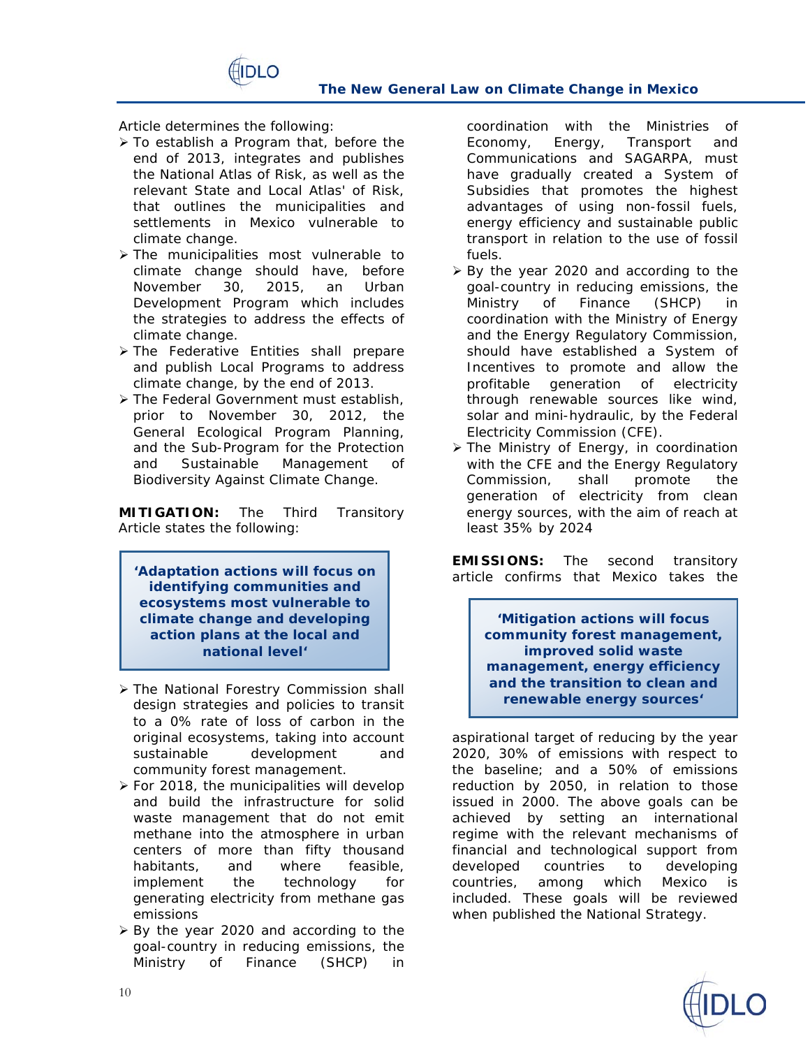Article determines the following:

- To establish a Program that, before the end of 2013, integrates and publishes the National Atlas of Risk, as well as the relevant State and Local Atlas' of Risk, that outlines the municipalities and settlements in Mexico vulnerable to climate change.
- The municipalities most vulnerable to climate change should have, before November 30, 2015, an Urban Development Program which includes the strategies to address the effects of climate change.
- The Federative Entities shall prepare and publish Local Programs to address climate change, by the end of 2013.
- The Federal Government must establish, prior to November 30, 2012, the General Ecological Program Planning, and the Sub-Program for the Protection and Sustainable Management of Biodiversity Against Climate Change.

**MITIGATION:** The Third Transitory Article states the following:

> **'Adaptation actions will focus on identifying communities and ecosystems most vulnerable to climate change and developing action plans at the local and national level'**

- The National Forestry Commission shall design strategies and policies to transit to a 0% rate of loss of carbon in the original ecosystems, taking into account sustainable development and community forest management.
- For 2018, the municipalities will develop and build the infrastructure for solid waste management that do not emit methane into the atmosphere in urban centers of more than fifty thousand habitants, and where feasible, implement the technology for generating electricity from methane gas emissions
- By the year 2020 and according to the goal-country in reducing emissions, the Ministry of Finance (SHCP) in coordination with the Ministries of Economy, Energy, Transport and Communications and SAGARPA, must have gradually created a System of Subsidies that promotes the highest advantages of using non-fossil fuels, energy efficiency and sustainable public transport in relation to the use of fossil fuels.
- By the year 2020 and according to the goal-country in reducing emissions, the Ministry of Finance (SHCP) in coordination with the Ministry of Energy and the Energy Regulatory Commission, should have established a System of Incentives to promote and allow the profitable generation of electricity through renewable sources like wind, solar and mini-hydraulic, by the Federal Electricity Commission (CFE).
- The Ministry of Energy, in coordination with the CFE and the Energy Regulatory Commission, shall promote the generation of electricity from clean energy sources, with the aim of reach at least 35% by 2024

**EMISSIONS:** The second transitory article confirms that Mexico takes the aspirational target of reducing by the year 2020, 30% of emissions with respect to the baseline; and a 50% of emissions reduction by 2050, in relation to those issued in 2000. The above goals can be achieved by setting an international regime with the relevant mechanisms of financial and technological support from developed countries to developing countries, among which Mexico is included. These goals will be reviewed when published the National Strategy.

> **'Mitigation actions will focus community forest management, improved solid waste management, energy efficiency and the transition to clean and renewable energy sources'**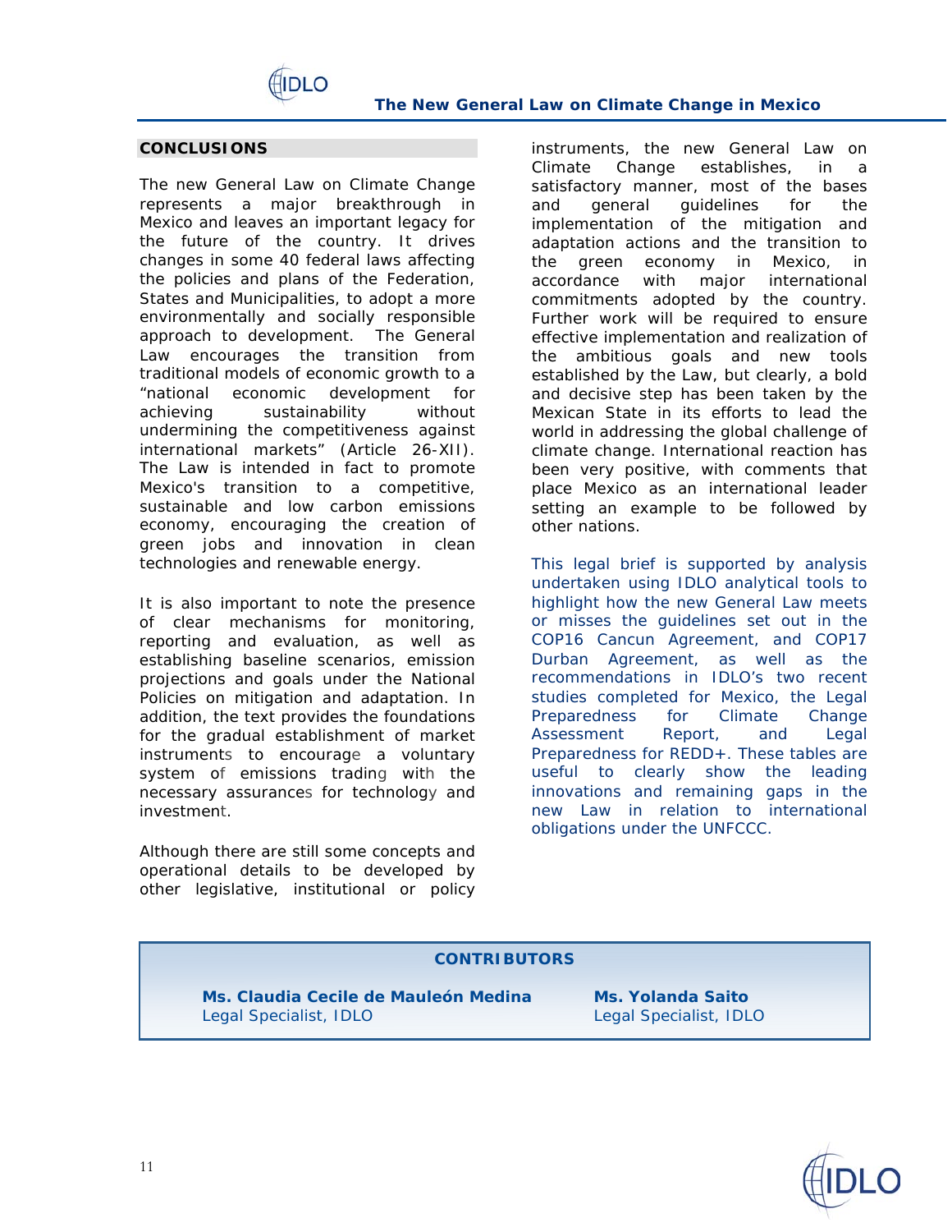## CONCLUSIONS

The new General Law on Climate Change represents a major breakthrough in Mexico and leaves an important legacy for the future of the country. It drives changes in some 40 federal laws affecting the policies and plans of the Federation, States and Municipalities, to adopt a more environmentally and socially responsible approach to development. The General Law encourages the transition from traditional models of economic growth to a "national economic development for achieving sustainability without undermining the competitiveness against international markets" (Article 26-XII). The Law is intended in fact to promote Mexico's transition to a competitive, sustainable and low carbon emissions economy, encouraging the creation of green jobs and innovation in clean technologies and renewable energy.

It is also important to note the presence of clear mechanisms for monitoring, reporting and evaluation, as well as establishing baseline scenarios, emission projections and goals under the National Policies on mitigation and adaptation. In addition, the text provides the foundations for the gradual establishment of market instruments to encourage a voluntary system of emissions trading with the necessary assurances for technology and investment.

Although there are still some concepts and operational details to be developed by other legislative, institutional or policy instruments, the new General Law on Climate Change establishes, in a satisfactory manner, most of the bases and general guidelines for the implementation of the mitigation and adaptation actions and the transition to the green economy in Mexico, in accordance with major international commitments adopted by the country. Further work will be required to ensure effective implementation and realization of the ambitious goals and new tools established by the Law, but clearly, a bold and decisive step has been taken by the Mexican State in its efforts to lead the world in addressing the global challenge of climate change. International reaction has been very positive, with comments that place Mexico as an international leader setting an example to be followed by other nations.

This legal brief is supported by analysis undertaken using IDLO analytical tools to highlight how the new General Law meets or misses the guidelines set out in the COP16 Cancun Agreement, and COP17 Durban Agreement, as well as the recommendations in IDLO's two recent studies completed for Mexico, the Legal Preparedness for Climate Change Assessment Report, and Legal Preparedness for REDD+. These tables are useful to clearly show the leading innovations and remaining gaps in the new Law in relation to international obligations under the UNFCCC.

### CONTRIBUTORS

**Ms. Claudia Cecile de Mauleón Medina**
Legal Specialist, IDLO

**Ms. Yolanda Saito**
Legal Specialist, IDLO